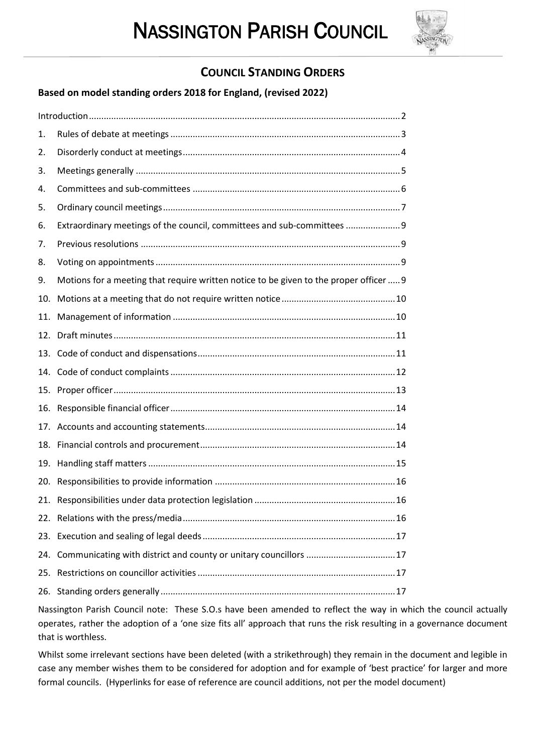# NASSINGTON PARISH COUNCIL

## COUNCIL STANDING ORDERS

### Based on model standing orders 2018 for England, (revised 2022)

Introduction ........ 2

1. Rules of debate at meetings ........ 3
2. Disorderly conduct at meetings ........ 4
3. Meetings generally ........ 5
4. Committees and sub-committees ........ 6
5. Ordinary council meetings ........ 7
6. Extraordinary meetings of the council, committees and sub-committees ........ 9
7. Previous resolutions ........ 9
8. Voting on appointments ........ 9
9. Motions for a meeting that require written notice to be given to the proper officer ........ 9
10. Motions at a meeting that do not require written notice ........ 10
11. Management of information ........ 10
12. Draft minutes ........ 11
13. Code of conduct and dispensations ........ 11
14. Code of conduct complaints ........ 12
15. Proper officer ........ 13
16. Responsible financial officer ........ 14
17. Accounts and accounting statements ........ 14
18. Financial controls and procurement ........ 14
19. Handling staff matters ........ 15
20. Responsibilities to provide information ........ 16
21. Responsibilities under data protection legislation ........ 16
22. Relations with the press/media ........ 16
23. Execution and sealing of legal deeds ........ 17
24. Communicating with district and county or unitary councillors ........ 17
25. Restrictions on councillor activities ........ 17
26. Standing orders generally ........ 17

Nassington Parish Council note: These S.O.s have been amended to reflect the way in which the council actually operates, rather the adoption of a 'one size fits all' approach that runs the risk resulting in a governance document that is worthless.

Whilst some irrelevant sections have been deleted (with a strikethrough) they remain in the document and legible in case any member wishes them to be considered for adoption and for example of 'best practice' for larger and more formal councils. (Hyperlinks for ease of reference are council additions, not per the model document)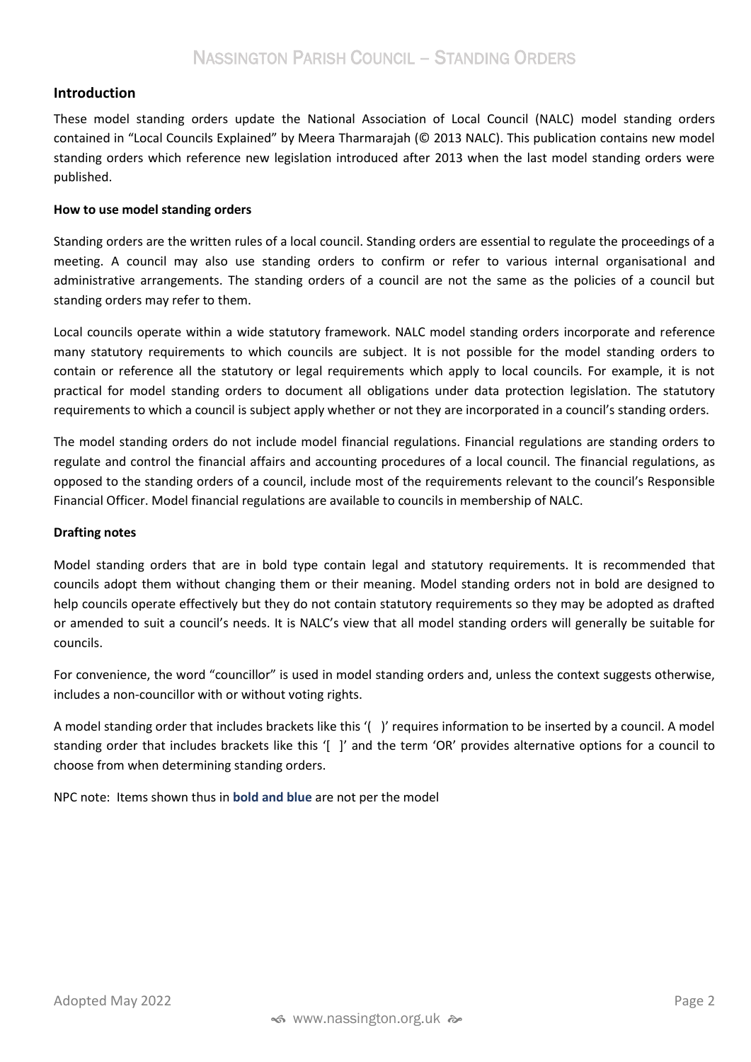## Introduction

These model standing orders update the National Association of Local Council (NALC) model standing orders contained in "Local Councils Explained" by Meera Tharmarajah (© 2013 NALC). This publication contains new model standing orders which reference new legislation introduced after 2013 when the last model standing orders were published.

**How to use model standing orders**

Standing orders are the written rules of a local council. Standing orders are essential to regulate the proceedings of a meeting. A council may also use standing orders to confirm or refer to various internal organisational and administrative arrangements. The standing orders of a council are not the same as the policies of a council but standing orders may refer to them.

Local councils operate within a wide statutory framework. NALC model standing orders incorporate and reference many statutory requirements to which councils are subject. It is not possible for the model standing orders to contain or reference all the statutory or legal requirements which apply to local councils. For example, it is not practical for model standing orders to document all obligations under data protection legislation. The statutory requirements to which a council is subject apply whether or not they are incorporated in a council's standing orders.

The model standing orders do not include model financial regulations. Financial regulations are standing orders to regulate and control the financial affairs and accounting procedures of a local council. The financial regulations, as opposed to the standing orders of a council, include most of the requirements relevant to the council's Responsible Financial Officer. Model financial regulations are available to councils in membership of NALC.

**Drafting notes**

Model standing orders that are in bold type contain legal and statutory requirements. It is recommended that councils adopt them without changing them or their meaning. Model standing orders not in bold are designed to help councils operate effectively but they do not contain statutory requirements so they may be adopted as drafted or amended to suit a council's needs. It is NALC's view that all model standing orders will generally be suitable for councils.

For convenience, the word "councillor" is used in model standing orders and, unless the context suggests otherwise, includes a non-councillor with or without voting rights.

A model standing order that includes brackets like this '( )' requires information to be inserted by a council. A model standing order that includes brackets like this '[ ]' and the term 'OR' provides alternative options for a council to choose from when determining standing orders.

NPC note: Items shown thus in **bold and blue** are not per the model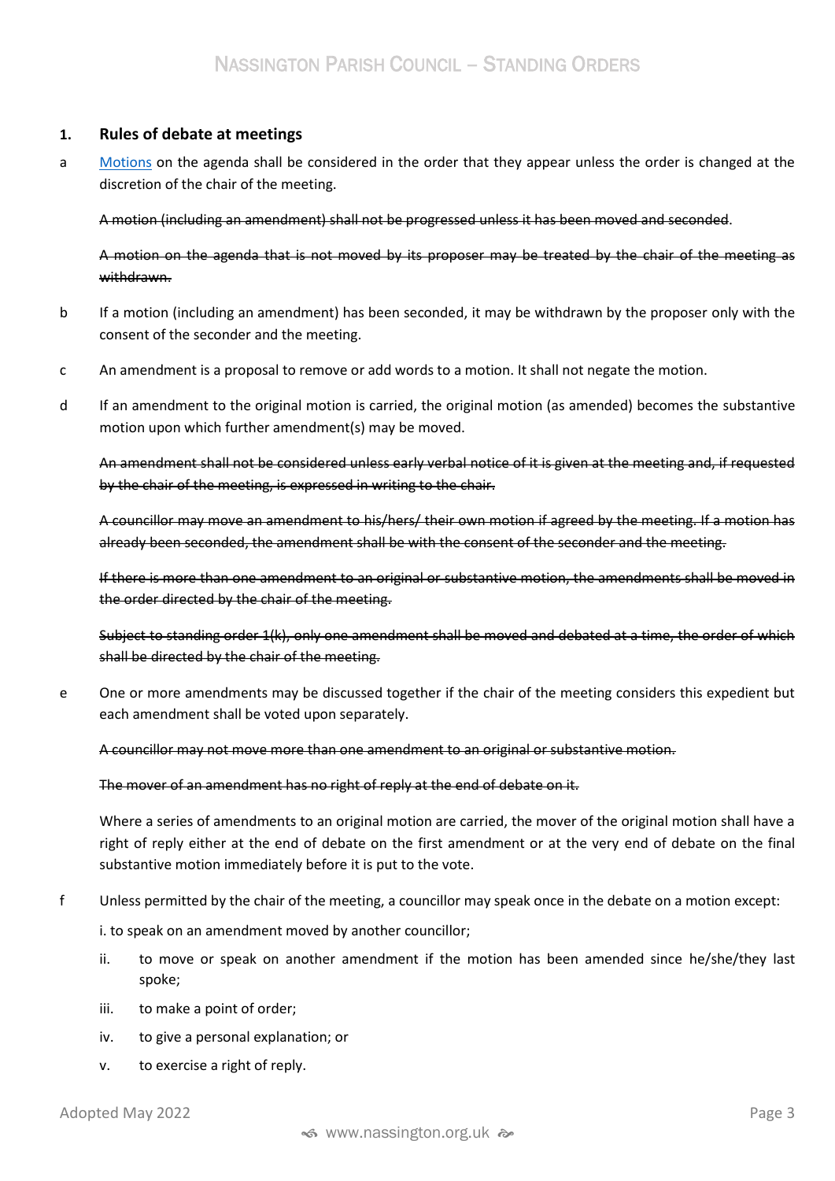## 1. Rules of debate at meetings

a [Motions] on the agenda shall be considered in the order that they appear unless the order is changed at the discretion of the chair of the meeting.

~~A motion (including an amendment) shall not be progressed unless it has been moved and seconded.~~

~~A motion on the agenda that is not moved by its proposer may be treated by the chair of the meeting as withdrawn.~~

b If a motion (including an amendment) has been seconded, it may be withdrawn by the proposer only with the consent of the seconder and the meeting.

c An amendment is a proposal to remove or add words to a motion. It shall not negate the motion.

d If an amendment to the original motion is carried, the original motion (as amended) becomes the substantive motion upon which further amendment(s) may be moved.

~~An amendment shall not be considered unless early verbal notice of it is given at the meeting and, if requested by the chair of the meeting, is expressed in writing to the chair.~~

~~A councillor may move an amendment to his/hers/ their own motion if agreed by the meeting. If a motion has already been seconded, the amendment shall be with the consent of the seconder and the meeting.~~

~~If there is more than one amendment to an original or substantive motion, the amendments shall be moved in the order directed by the chair of the meeting.~~

~~Subject to standing order 1(k), only one amendment shall be moved and debated at a time, the order of which shall be directed by the chair of the meeting.~~

e One or more amendments may be discussed together if the chair of the meeting considers this expedient but each amendment shall be voted upon separately.

~~A councillor may not move more than one amendment to an original or substantive motion.~~

~~The mover of an amendment has no right of reply at the end of debate on it.~~

Where a series of amendments to an original motion are carried, the mover of the original motion shall have a right of reply either at the end of debate on the first amendment or at the very end of debate on the final substantive motion immediately before it is put to the vote.

f Unless permitted by the chair of the meeting, a councillor may speak once in the debate on a motion except:

i. to speak on an amendment moved by another councillor;

ii. to move or speak on another amendment if the motion has been amended since he/she/they last spoke;

iii. to make a point of order;

iv. to give a personal explanation; or

v. to exercise a right of reply.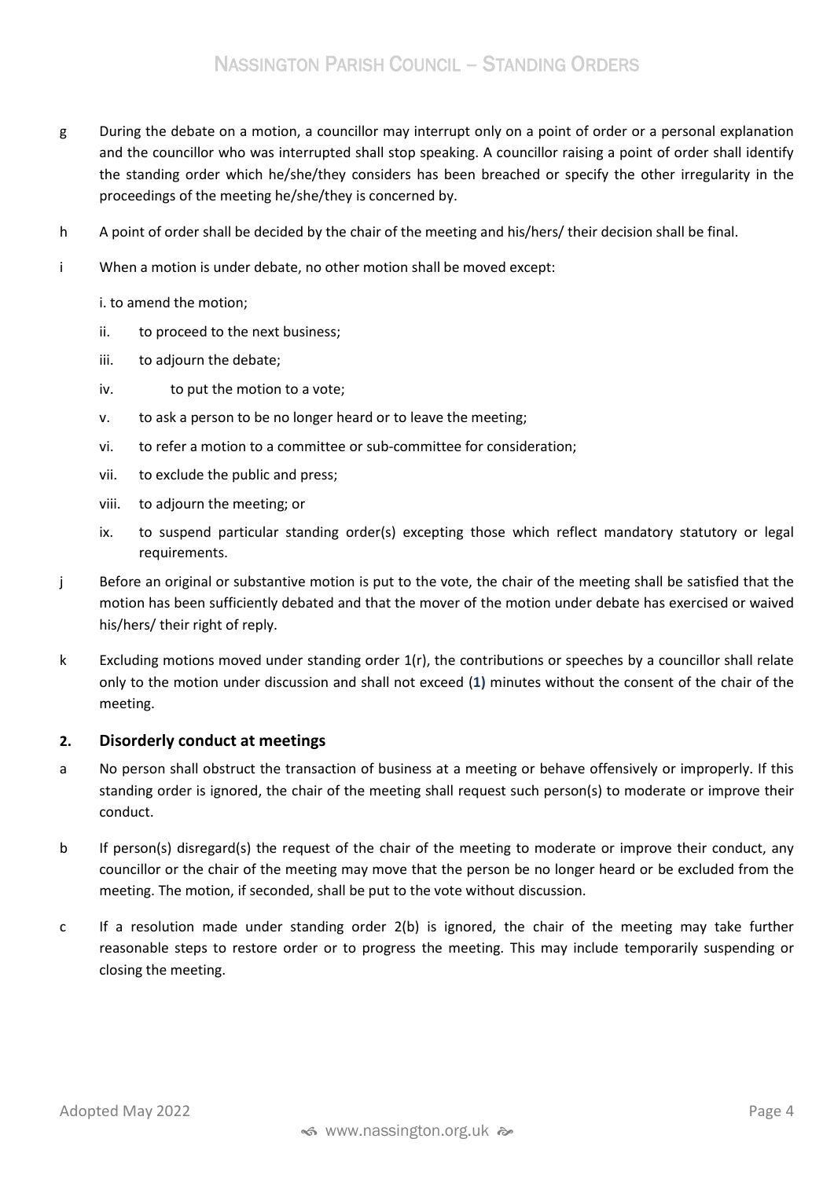g During the debate on a motion, a councillor may interrupt only on a point of order or a personal explanation and the councillor who was interrupted shall stop speaking. A councillor raising a point of order shall identify the standing order which he/she/they considers has been breached or specify the other irregularity in the proceedings of the meeting he/she/they is concerned by.

h A point of order shall be decided by the chair of the meeting and his/hers/ their decision shall be final.

i When a motion is under debate, no other motion shall be moved except:

i. to amend the motion;

ii. to proceed to the next business;

iii. to adjourn the debate;

iv. to put the motion to a vote;

v. to ask a person to be no longer heard or to leave the meeting;

vi. to refer a motion to a committee or sub-committee for consideration;

vii. to exclude the public and press;

viii. to adjourn the meeting; or

ix. to suspend particular standing order(s) excepting those which reflect mandatory statutory or legal requirements.

j Before an original or substantive motion is put to the vote, the chair of the meeting shall be satisfied that the motion has been sufficiently debated and that the mover of the motion under debate has exercised or waived his/hers/ their right of reply.

k Excluding motions moved under standing order 1(r), the contributions or speeches by a councillor shall relate only to the motion under discussion and shall not exceed (**1)** minutes without the consent of the chair of the meeting.

## 2. Disorderly conduct at meetings

a No person shall obstruct the transaction of business at a meeting or behave offensively or improperly. If this standing order is ignored, the chair of the meeting shall request such person(s) to moderate or improve their conduct.

b If person(s) disregard(s) the request of the chair of the meeting to moderate or improve their conduct, any councillor or the chair of the meeting may move that the person be no longer heard or be excluded from the meeting. The motion, if seconded, shall be put to the vote without discussion.

c If a resolution made under standing order 2(b) is ignored, the chair of the meeting may take further reasonable steps to restore order or to progress the meeting. This may include temporarily suspending or closing the meeting.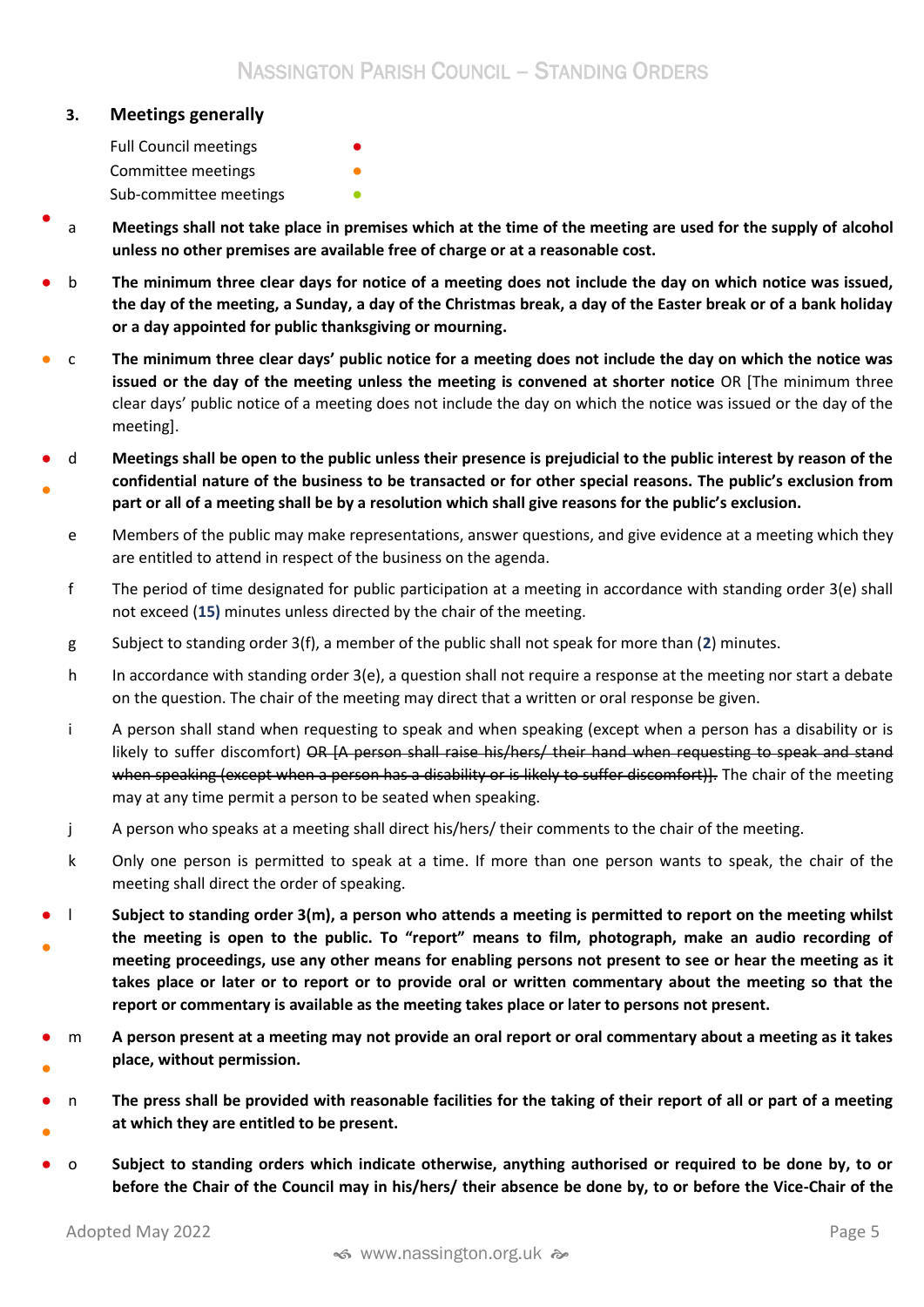## 3. Meetings generally

Full Council meetings ●
Committee meetings ●
Sub-committee meetings ●

- a **Meetings shall not take place in premises which at the time of the meeting are used for the supply of alcohol unless no other premises are available free of charge or at a reasonable cost.**

- b **The minimum three clear days for notice of a meeting does not include the day on which notice was issued, the day of the meeting, a Sunday, a day of the Christmas break, a day of the Easter break or of a bank holiday or a day appointed for public thanksgiving or mourning.**

- c **The minimum three clear days' public notice for a meeting does not include the day on which the notice was issued or the day of the meeting unless the meeting is convened at shorter notice** OR [The minimum three clear days' public notice of a meeting does not include the day on which the notice was issued or the day of the meeting].

- d **Meetings shall be open to the public unless their presence is prejudicial to the public interest by reason of the confidential nature of the business to be transacted or for other special reasons. The public's exclusion from part or all of a meeting shall be by a resolution which shall give reasons for the public's exclusion.**

- e Members of the public may make representations, answer questions, and give evidence at a meeting which they are entitled to attend in respect of the business on the agenda.

- f The period of time designated for public participation at a meeting in accordance with standing order 3(e) shall not exceed (**15**) minutes unless directed by the chair of the meeting.

- g Subject to standing order 3(f), a member of the public shall not speak for more than (**2**) minutes.

- h In accordance with standing order 3(e), a question shall not require a response at the meeting nor start a debate on the question. The chair of the meeting may direct that a written or oral response be given.

- i A person shall stand when requesting to speak and when speaking (except when a person has a disability or is likely to suffer discomfort) ~~OR [A person shall raise his/hers/ their hand when requesting to speak and stand when speaking (except when a person has a disability or is likely to suffer discomfort)].~~ The chair of the meeting may at any time permit a person to be seated when speaking.

- j A person who speaks at a meeting shall direct his/hers/ their comments to the chair of the meeting.

- k Only one person is permitted to speak at a time. If more than one person wants to speak, the chair of the meeting shall direct the order of speaking.

- l **Subject to standing order 3(m), a person who attends a meeting is permitted to report on the meeting whilst the meeting is open to the public. To "report" means to film, photograph, make an audio recording of meeting proceedings, use any other means for enabling persons not present to see or hear the meeting as it takes place or later or to report or to provide oral or written commentary about the meeting so that the report or commentary is available as the meeting takes place or later to persons not present.**

- m **A person present at a meeting may not provide an oral report or oral commentary about a meeting as it takes place, without permission.**

- n **The press shall be provided with reasonable facilities for the taking of their report of all or part of a meeting at which they are entitled to be present.**

- o **Subject to standing orders which indicate otherwise, anything authorised or required to be done by, to or before the Chair of the Council may in his/hers/ their absence be done by, to or before the Vice-Chair of the**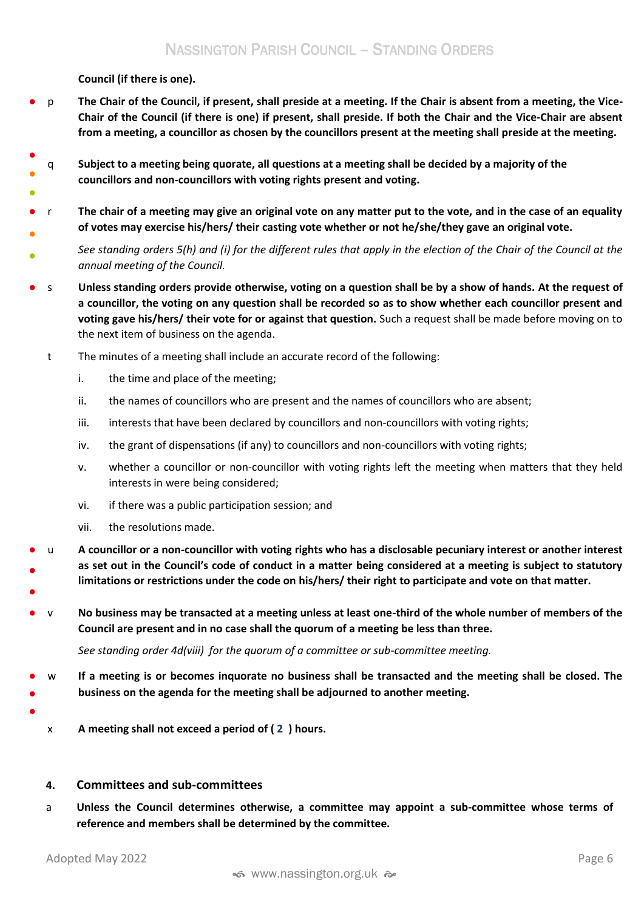**Council (if there is one).**

p **The Chair of the Council, if present, shall preside at a meeting. If the Chair is absent from a meeting, the Vice-Chair of the Council (if there is one) if present, shall preside. If both the Chair and the Vice-Chair are absent from a meeting, a councillor as chosen by the councillors present at the meeting shall preside at the meeting.**

q **Subject to a meeting being quorate, all questions at a meeting shall be decided by a majority of the councillors and non-councillors with voting rights present and voting.**

r **The chair of a meeting may give an original vote on any matter put to the vote, and in the case of an equality of votes may exercise his/hers/ their casting vote whether or not he/she/they gave an original vote.**

*See standing orders 5(h) and (i) for the different rules that apply in the election of the Chair of the Council at the annual meeting of the Council.*

s **Unless standing orders provide otherwise, voting on a question shall be by a show of hands. At the request of a councillor, the voting on any question shall be recorded so as to show whether each councillor present and voting gave his/hers/ their vote for or against that question.** Such a request shall be made before moving on to the next item of business on the agenda.

t The minutes of a meeting shall include an accurate record of the following:

i. the time and place of the meeting;

ii. the names of councillors who are present and the names of councillors who are absent;

iii. interests that have been declared by councillors and non-councillors with voting rights;

iv. the grant of dispensations (if any) to councillors and non-councillors with voting rights;

v. whether a councillor or non-councillor with voting rights left the meeting when matters that they held interests in were being considered;

vi. if there was a public participation session; and

vii. the resolutions made.

u **A councillor or a non-councillor with voting rights who has a disclosable pecuniary interest or another interest as set out in the Council's code of conduct in a matter being considered at a meeting is subject to statutory limitations or restrictions under the code on his/hers/ their right to participate and vote on that matter.**

v **No business may be transacted at a meeting unless at least one-third of the whole number of members of the Council are present and in no case shall the quorum of a meeting be less than three.**

*See standing order 4d(viii) for the quorum of a committee or sub-committee meeting.*

w **If a meeting is or becomes inquorate no business shall be transacted and the meeting shall be closed. The business on the agenda for the meeting shall be adjourned to another meeting.**

x **A meeting shall not exceed a period of ( 2 ) hours.**

## 4. Committees and sub-committees

a **Unless the Council determines otherwise, a committee may appoint a sub-committee whose terms of reference and members shall be determined by the committee.**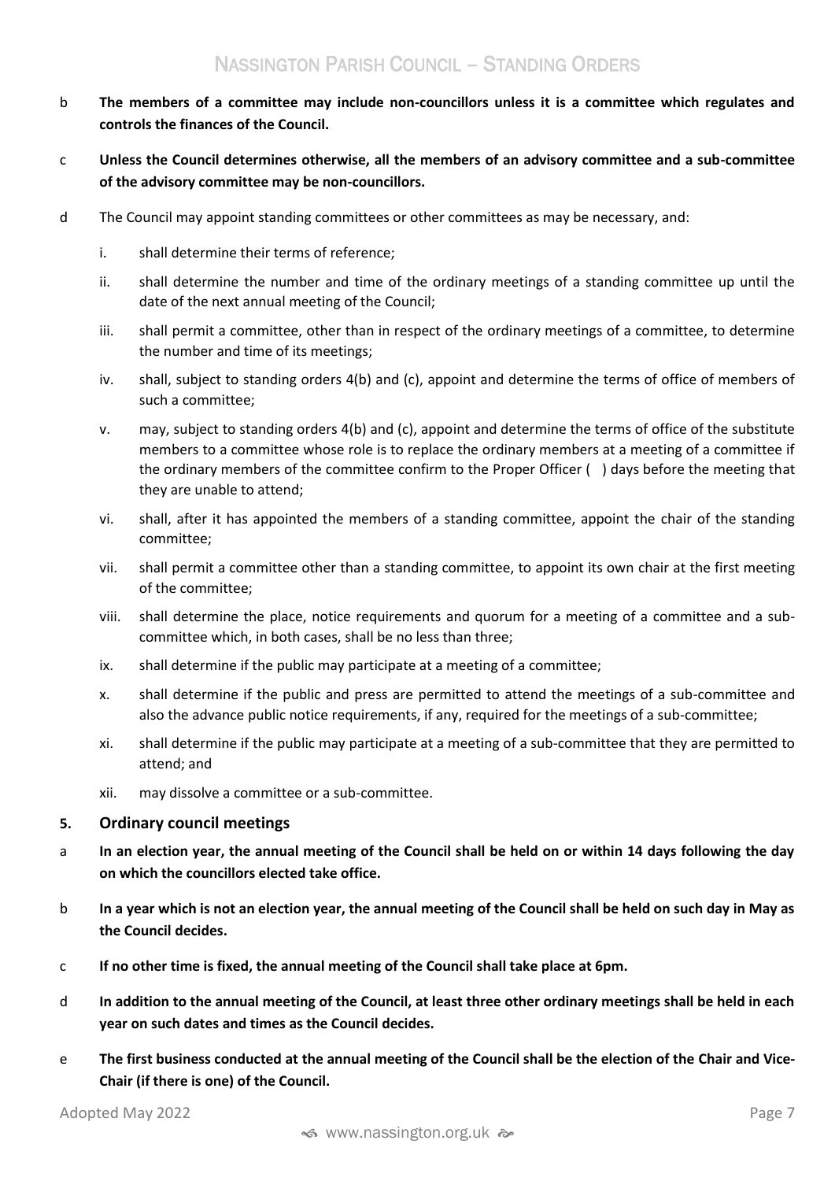b **The members of a committee may include non-councillors unless it is a committee which regulates and controls the finances of the Council.**

c **Unless the Council determines otherwise, all the members of an advisory committee and a sub-committee of the advisory committee may be non-councillors.**

d The Council may appoint standing committees or other committees as may be necessary, and:

i. shall determine their terms of reference;

ii. shall determine the number and time of the ordinary meetings of a standing committee up until the date of the next annual meeting of the Council;

iii. shall permit a committee, other than in respect of the ordinary meetings of a committee, to determine the number and time of its meetings;

iv. shall, subject to standing orders 4(b) and (c), appoint and determine the terms of office of members of such a committee;

v. may, subject to standing orders 4(b) and (c), appoint and determine the terms of office of the substitute members to a committee whose role is to replace the ordinary members at a meeting of a committee if the ordinary members of the committee confirm to the Proper Officer ( ) days before the meeting that they are unable to attend;

vi. shall, after it has appointed the members of a standing committee, appoint the chair of the standing committee;

vii. shall permit a committee other than a standing committee, to appoint its own chair at the first meeting of the committee;

viii. shall determine the place, notice requirements and quorum for a meeting of a committee and a sub-committee which, in both cases, shall be no less than three;

ix. shall determine if the public may participate at a meeting of a committee;

x. shall determine if the public and press are permitted to attend the meetings of a sub-committee and also the advance public notice requirements, if any, required for the meetings of a sub-committee;

xi. shall determine if the public may participate at a meeting of a sub-committee that they are permitted to attend; and

xii. may dissolve a committee or a sub-committee.

## 5. Ordinary council meetings

a **In an election year, the annual meeting of the Council shall be held on or within 14 days following the day on which the councillors elected take office.**

b **In a year which is not an election year, the annual meeting of the Council shall be held on such day in May as the Council decides.**

c **If no other time is fixed, the annual meeting of the Council shall take place at 6pm.**

d **In addition to the annual meeting of the Council, at least three other ordinary meetings shall be held in each year on such dates and times as the Council decides.**

e **The first business conducted at the annual meeting of the Council shall be the election of the Chair and Vice-Chair (if there is one) of the Council.**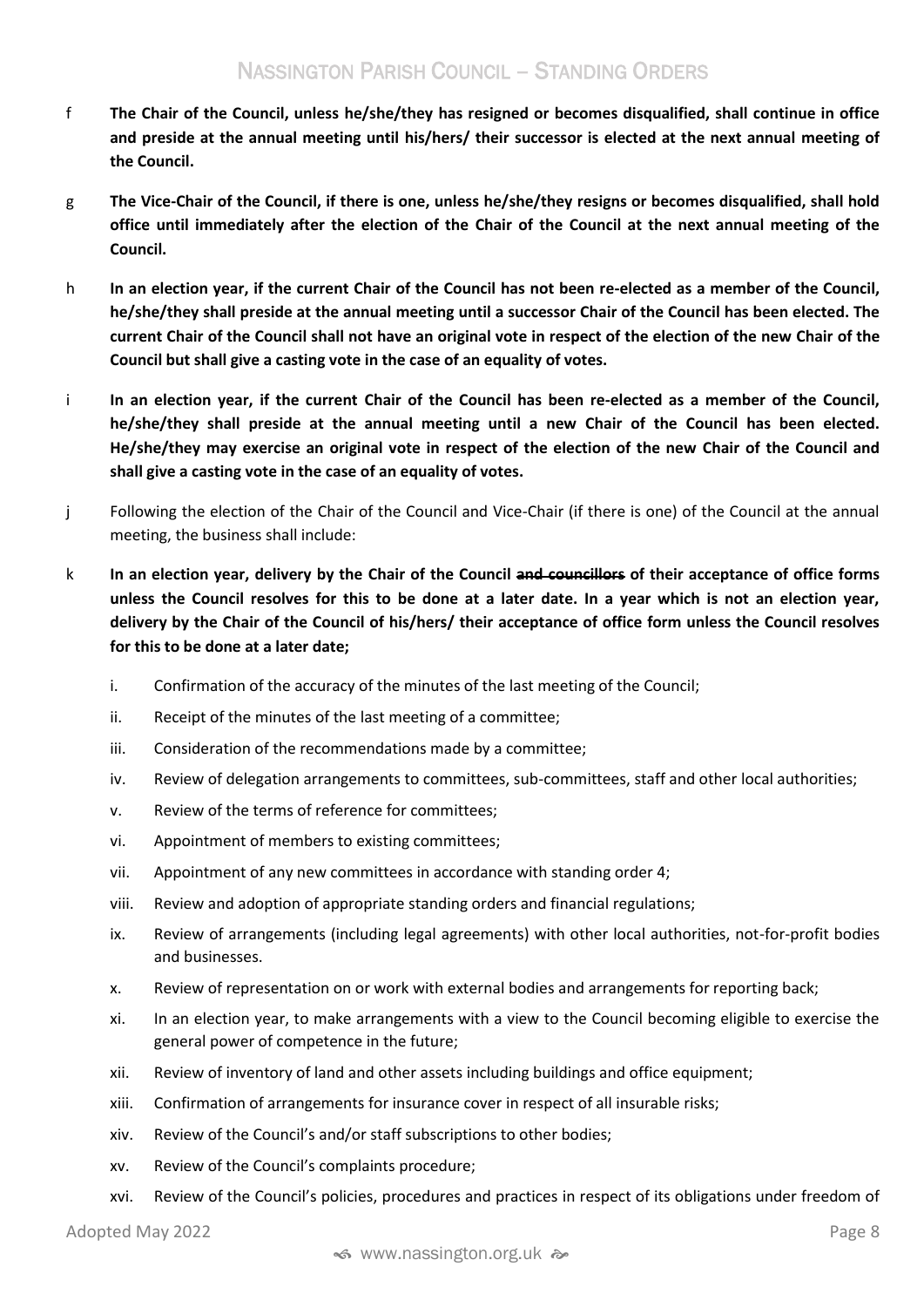f **The Chair of the Council, unless he/she/they has resigned or becomes disqualified, shall continue in office and preside at the annual meeting until his/hers/ their successor is elected at the next annual meeting of the Council.**

g **The Vice-Chair of the Council, if there is one, unless he/she/they resigns or becomes disqualified, shall hold office until immediately after the election of the Chair of the Council at the next annual meeting of the Council.**

h **In an election year, if the current Chair of the Council has not been re-elected as a member of the Council, he/she/they shall preside at the annual meeting until a successor Chair of the Council has been elected. The current Chair of the Council shall not have an original vote in respect of the election of the new Chair of the Council but shall give a casting vote in the case of an equality of votes.**

i **In an election year, if the current Chair of the Council has been re-elected as a member of the Council, he/she/they shall preside at the annual meeting until a new Chair of the Council has been elected. He/she/they may exercise an original vote in respect of the election of the new Chair of the Council and shall give a casting vote in the case of an equality of votes.**

j Following the election of the Chair of the Council and Vice-Chair (if there is one) of the Council at the annual meeting, the business shall include:

k **In an election year, delivery by the Chair of the Council ~~and councillors~~ of their acceptance of office forms unless the Council resolves for this to be done at a later date. In a year which is not an election year, delivery by the Chair of the Council of his/hers/ their acceptance of office form unless the Council resolves for this to be done at a later date;**

i. Confirmation of the accuracy of the minutes of the last meeting of the Council;
ii. Receipt of the minutes of the last meeting of a committee;
iii. Consideration of the recommendations made by a committee;
iv. Review of delegation arrangements to committees, sub-committees, staff and other local authorities;
v. Review of the terms of reference for committees;
vi. Appointment of members to existing committees;
vii. Appointment of any new committees in accordance with standing order 4;
viii. Review and adoption of appropriate standing orders and financial regulations;
ix. Review of arrangements (including legal agreements) with other local authorities, not-for-profit bodies and businesses.
x. Review of representation on or work with external bodies and arrangements for reporting back;
xi. In an election year, to make arrangements with a view to the Council becoming eligible to exercise the general power of competence in the future;
xii. Review of inventory of land and other assets including buildings and office equipment;
xiii. Confirmation of arrangements for insurance cover in respect of all insurable risks;
xiv. Review of the Council's and/or staff subscriptions to other bodies;
xv. Review of the Council's complaints procedure;
xvi. Review of the Council's policies, procedures and practices in respect of its obligations under freedom of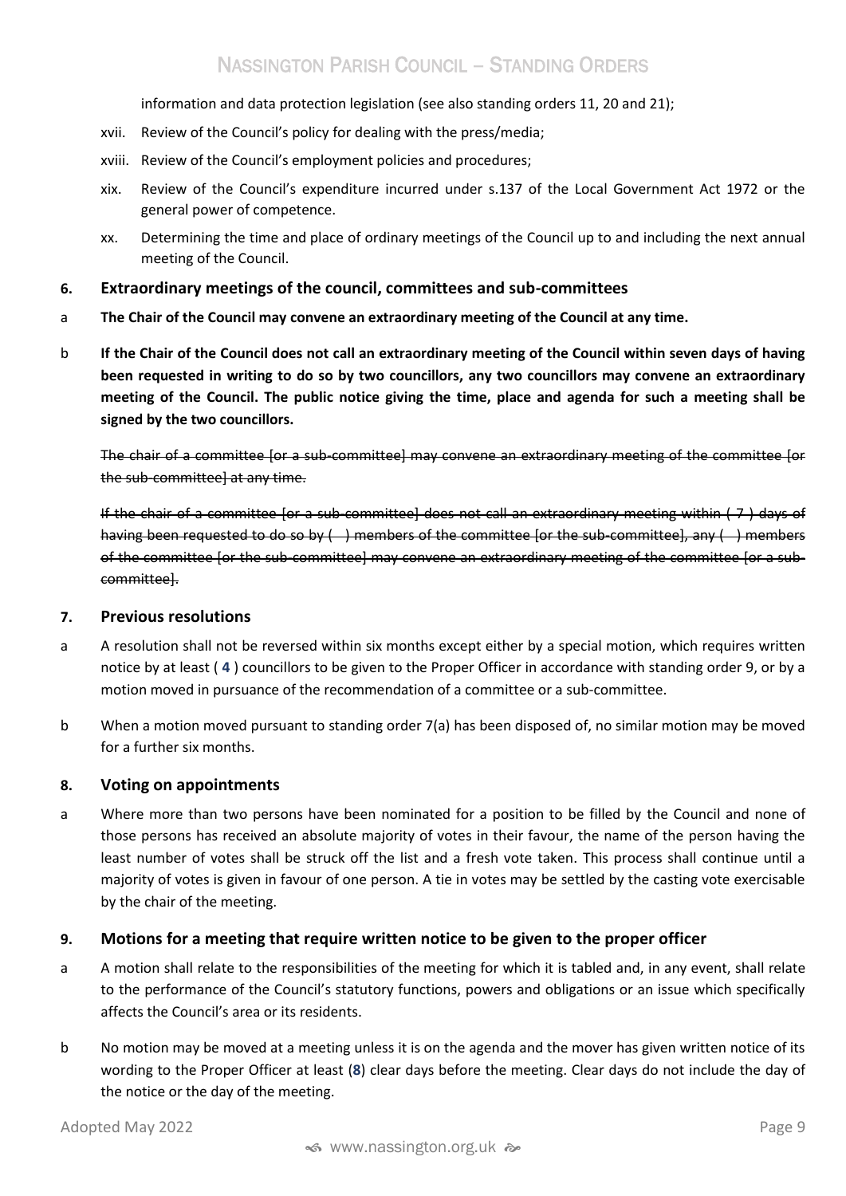information and data protection legislation (see also standing orders 11, 20 and 21);

xvii. Review of the Council's policy for dealing with the press/media;

xviii. Review of the Council's employment policies and procedures;

xix. Review of the Council's expenditure incurred under s.137 of the Local Government Act 1972 or the general power of competence.

xx. Determining the time and place of ordinary meetings of the Council up to and including the next annual meeting of the Council.

## 6. Extraordinary meetings of the council, committees and sub-committees

a **The Chair of the Council may convene an extraordinary meeting of the Council at any time.**

b **If the Chair of the Council does not call an extraordinary meeting of the Council within seven days of having been requested in writing to do so by two councillors, any two councillors may convene an extraordinary meeting of the Council. The public notice giving the time, place and agenda for such a meeting shall be signed by the two councillors.**

~~The chair of a committee [or a sub-committee] may convene an extraordinary meeting of the committee [or the sub-committee] at any time.~~

~~If the chair of a committee [or a sub-committee] does not call an extraordinary meeting within ( 7 ) days of having been requested to do so by (  ) members of the committee [or the sub-committee], any (  ) members of the committee [or the sub-committee] may convene an extraordinary meeting of the committee [or a sub-committee].~~

## 7. Previous resolutions

a A resolution shall not be reversed within six months except either by a special motion, which requires written notice by at least ( **4** ) councillors to be given to the Proper Officer in accordance with standing order 9, or by a motion moved in pursuance of the recommendation of a committee or a sub-committee.

b When a motion moved pursuant to standing order 7(a) has been disposed of, no similar motion may be moved for a further six months.

## 8. Voting on appointments

a Where more than two persons have been nominated for a position to be filled by the Council and none of those persons has received an absolute majority of votes in their favour, the name of the person having the least number of votes shall be struck off the list and a fresh vote taken. This process shall continue until a majority of votes is given in favour of one person. A tie in votes may be settled by the casting vote exercisable by the chair of the meeting.

## 9. Motions for a meeting that require written notice to be given to the proper officer

a A motion shall relate to the responsibilities of the meeting for which it is tabled and, in any event, shall relate to the performance of the Council's statutory functions, powers and obligations or an issue which specifically affects the Council's area or its residents.

b No motion may be moved at a meeting unless it is on the agenda and the mover has given written notice of its wording to the Proper Officer at least (**8**) clear days before the meeting. Clear days do not include the day of the notice or the day of the meeting.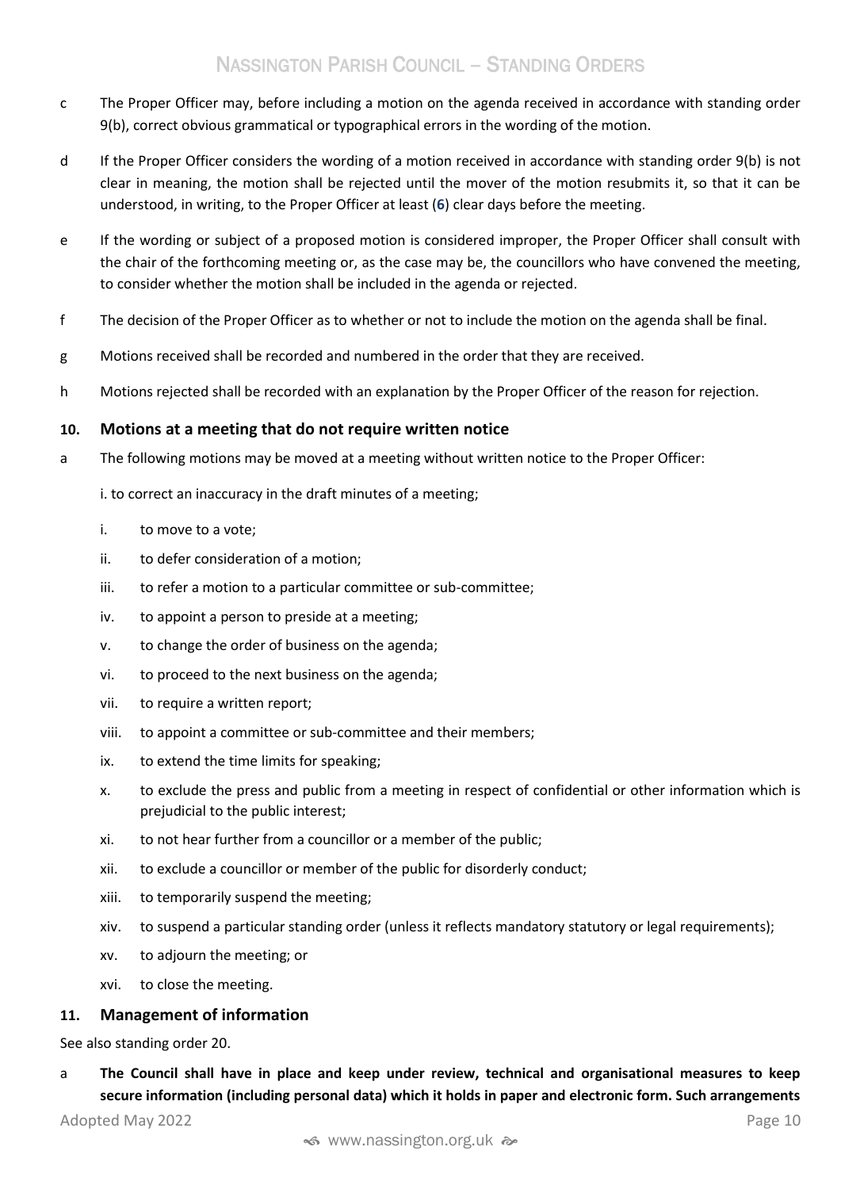c The Proper Officer may, before including a motion on the agenda received in accordance with standing order 9(b), correct obvious grammatical or typographical errors in the wording of the motion.

d If the Proper Officer considers the wording of a motion received in accordance with standing order 9(b) is not clear in meaning, the motion shall be rejected until the mover of the motion resubmits it, so that it can be understood, in writing, to the Proper Officer at least (**6**) clear days before the meeting.

e If the wording or subject of a proposed motion is considered improper, the Proper Officer shall consult with the chair of the forthcoming meeting or, as the case may be, the councillors who have convened the meeting, to consider whether the motion shall be included in the agenda or rejected.

f The decision of the Proper Officer as to whether or not to include the motion on the agenda shall be final.

g Motions received shall be recorded and numbered in the order that they are received.

h Motions rejected shall be recorded with an explanation by the Proper Officer of the reason for rejection.

### 10. Motions at a meeting that do not require written notice

a The following motions may be moved at a meeting without written notice to the Proper Officer:

i. to correct an inaccuracy in the draft minutes of a meeting;

i. to move to a vote;
ii. to defer consideration of a motion;
iii. to refer a motion to a particular committee or sub-committee;
iv. to appoint a person to preside at a meeting;
v. to change the order of business on the agenda;
vi. to proceed to the next business on the agenda;
vii. to require a written report;
viii. to appoint a committee or sub-committee and their members;
ix. to extend the time limits for speaking;
x. to exclude the press and public from a meeting in respect of confidential or other information which is prejudicial to the public interest;
xi. to not hear further from a councillor or a member of the public;
xii. to exclude a councillor or member of the public for disorderly conduct;
xiii. to temporarily suspend the meeting;
xiv. to suspend a particular standing order (unless it reflects mandatory statutory or legal requirements);
xv. to adjourn the meeting; or
xvi. to close the meeting.

### 11. Management of information

See also standing order 20.

a **The Council shall have in place and keep under review, technical and organisational measures to keep secure information (including personal data) which it holds in paper and electronic form. Such arrangements**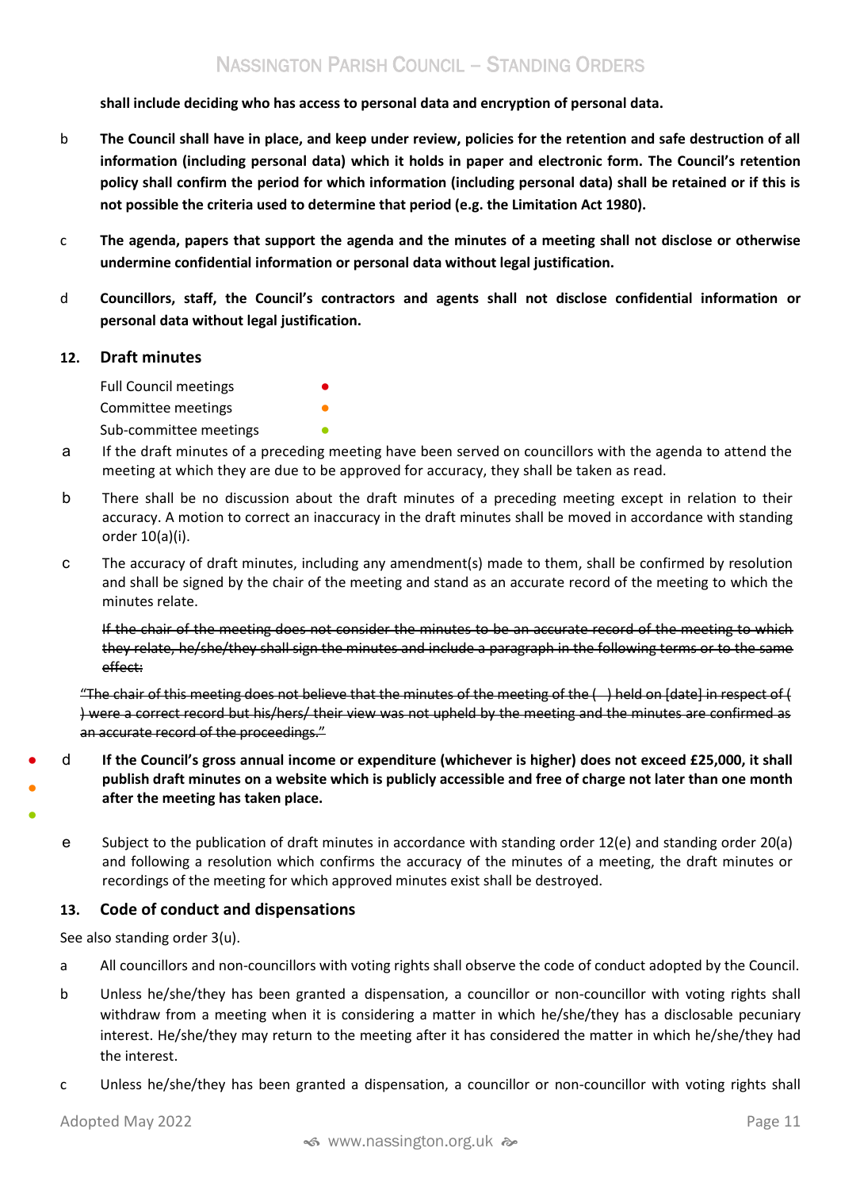**shall include deciding who has access to personal data and encryption of personal data.**

b **The Council shall have in place, and keep under review, policies for the retention and safe destruction of all information (including personal data) which it holds in paper and electronic form. The Council's retention policy shall confirm the period for which information (including personal data) shall be retained or if this is not possible the criteria used to determine that period (e.g. the Limitation Act 1980).**

c **The agenda, papers that support the agenda and the minutes of a meeting shall not disclose or otherwise undermine confidential information or personal data without legal justification.**

d **Councillors, staff, the Council's contractors and agents shall not disclose confidential information or personal data without legal justification.**

## 12. Draft minutes

Full Council meetings ●
Committee meetings ●
Sub-committee meetings ●

a If the draft minutes of a preceding meeting have been served on councillors with the agenda to attend the meeting at which they are due to be approved for accuracy, they shall be taken as read.

b There shall be no discussion about the draft minutes of a preceding meeting except in relation to their accuracy. A motion to correct an inaccuracy in the draft minutes shall be moved in accordance with standing order 10(a)(i).

c The accuracy of draft minutes, including any amendment(s) made to them, shall be confirmed by resolution and shall be signed by the chair of the meeting and stand as an accurate record of the meeting to which the minutes relate.

~~If the chair of the meeting does not consider the minutes to be an accurate record of the meeting to which they relate, he/she/they shall sign the minutes and include a paragraph in the following terms or to the same effect:~~

~~"The chair of this meeting does not believe that the minutes of the meeting of the ( ) held on [date] in respect of ( ) were a correct record but his/hers/ their view was not upheld by the meeting and the minutes are confirmed as an accurate record of the proceedings."~~

● ● ● d **If the Council's gross annual income or expenditure (whichever is higher) does not exceed £25,000, it shall publish draft minutes on a website which is publicly accessible and free of charge not later than one month after the meeting has taken place.**

e Subject to the publication of draft minutes in accordance with standing order 12(e) and standing order 20(a) and following a resolution which confirms the accuracy of the minutes of a meeting, the draft minutes or recordings of the meeting for which approved minutes exist shall be destroyed.

## 13. Code of conduct and dispensations

See also standing order 3(u).

a All councillors and non-councillors with voting rights shall observe the code of conduct adopted by the Council.

b Unless he/she/they has been granted a dispensation, a councillor or non-councillor with voting rights shall withdraw from a meeting when it is considering a matter in which he/she/they has a disclosable pecuniary interest. He/she/they may return to the meeting after it has considered the matter in which he/she/they had the interest.

c Unless he/she/they has been granted a dispensation, a councillor or non-councillor with voting rights shall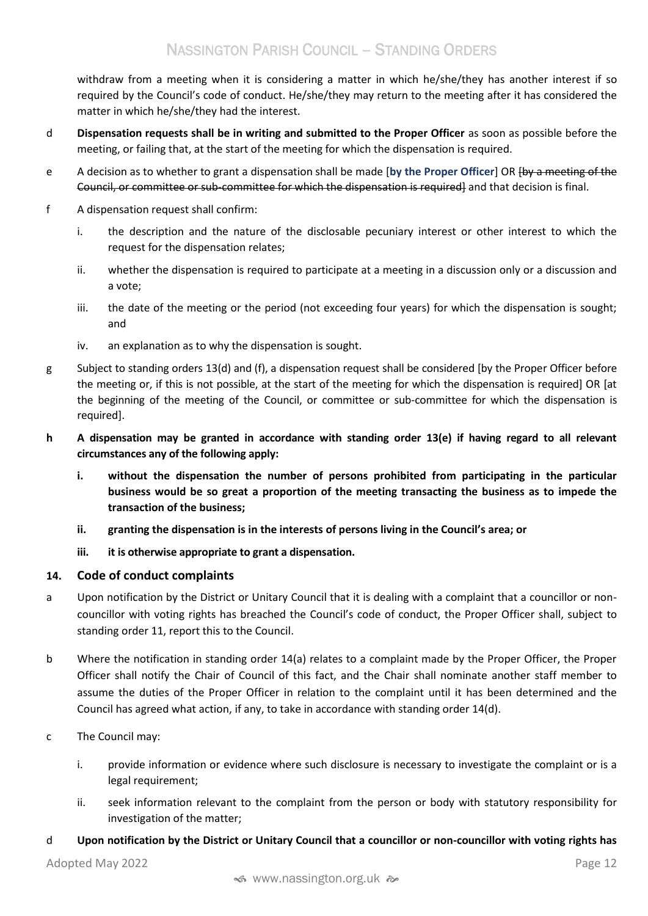withdraw from a meeting when it is considering a matter in which he/she/they has another interest if so required by the Council's code of conduct. He/she/they may return to the meeting after it has considered the matter in which he/she/they had the interest.

d **Dispensation requests shall be in writing and submitted to the Proper Officer** as soon as possible before the meeting, or failing that, at the start of the meeting for which the dispensation is required.

e A decision as to whether to grant a dispensation shall be made [**by the Proper Officer**] OR ~~[by a meeting of the Council, or committee or sub-committee for which the dispensation is required]~~ and that decision is final.

f A dispensation request shall confirm:

i. the description and the nature of the disclosable pecuniary interest or other interest to which the request for the dispensation relates;

ii. whether the dispensation is required to participate at a meeting in a discussion only or a discussion and a vote;

iii. the date of the meeting or the period (not exceeding four years) for which the dispensation is sought; and

iv. an explanation as to why the dispensation is sought.

g Subject to standing orders 13(d) and (f), a dispensation request shall be considered [by the Proper Officer before the meeting or, if this is not possible, at the start of the meeting for which the dispensation is required] OR [at the beginning of the meeting of the Council, or committee or sub-committee for which the dispensation is required].

**h A dispensation may be granted in accordance with standing order 13(e) if having regard to all relevant circumstances any of the following apply:**

**i. without the dispensation the number of persons prohibited from participating in the particular business would be so great a proportion of the meeting transacting the business as to impede the transaction of the business;**

**ii. granting the dispensation is in the interests of persons living in the Council's area; or**

**iii. it is otherwise appropriate to grant a dispensation.**

## 14. Code of conduct complaints

a Upon notification by the District or Unitary Council that it is dealing with a complaint that a councillor or non-councillor with voting rights has breached the Council's code of conduct, the Proper Officer shall, subject to standing order 11, report this to the Council.

b Where the notification in standing order 14(a) relates to a complaint made by the Proper Officer, the Proper Officer shall notify the Chair of Council of this fact, and the Chair shall nominate another staff member to assume the duties of the Proper Officer in relation to the complaint until it has been determined and the Council has agreed what action, if any, to take in accordance with standing order 14(d).

c The Council may:

i. provide information or evidence where such disclosure is necessary to investigate the complaint or is a legal requirement;

ii. seek information relevant to the complaint from the person or body with statutory responsibility for investigation of the matter;

d **Upon notification by the District or Unitary Council that a councillor or non-councillor with voting rights has**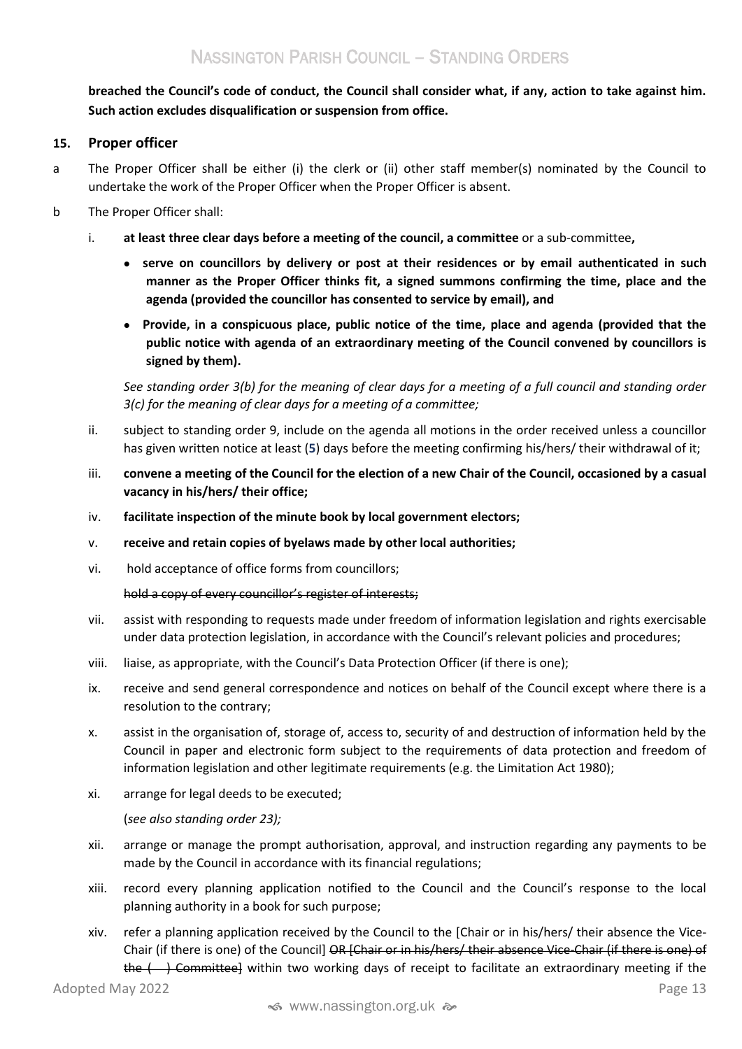**breached the Council's code of conduct, the Council shall consider what, if any, action to take against him. Such action excludes disqualification or suspension from office.**

## 15. Proper officer

a The Proper Officer shall be either (i) the clerk or (ii) other staff member(s) nominated by the Council to undertake the work of the Proper Officer when the Proper Officer is absent.

b The Proper Officer shall:

i. **at least three clear days before a meeting of the council, a committee** or a sub-committee**,**

- **serve on councillors by delivery or post at their residences or by email authenticated in such manner as the Proper Officer thinks fit, a signed summons confirming the time, place and the agenda (provided the councillor has consented to service by email), and**
- **Provide, in a conspicuous place, public notice of the time, place and agenda (provided that the public notice with agenda of an extraordinary meeting of the Council convened by councillors is signed by them).**

*See standing order 3(b) for the meaning of clear days for a meeting of a full council and standing order 3(c) for the meaning of clear days for a meeting of a committee;*

ii. subject to standing order 9, include on the agenda all motions in the order received unless a councillor has given written notice at least (**5**) days before the meeting confirming his/hers/ their withdrawal of it;

iii. **convene a meeting of the Council for the election of a new Chair of the Council, occasioned by a casual vacancy in his/hers/ their office;**

iv. **facilitate inspection of the minute book by local government electors;**

v. **receive and retain copies of byelaws made by other local authorities;**

vi. hold acceptance of office forms from councillors;

~~hold a copy of every councillor's register of interests;~~

vii. assist with responding to requests made under freedom of information legislation and rights exercisable under data protection legislation, in accordance with the Council's relevant policies and procedures;

viii. liaise, as appropriate, with the Council's Data Protection Officer (if there is one);

ix. receive and send general correspondence and notices on behalf of the Council except where there is a resolution to the contrary;

x. assist in the organisation of, storage of, access to, security of and destruction of information held by the Council in paper and electronic form subject to the requirements of data protection and freedom of information legislation and other legitimate requirements (e.g. the Limitation Act 1980);

xi. arrange for legal deeds to be executed;

(*see also standing order 23);*

xii. arrange or manage the prompt authorisation, approval, and instruction regarding any payments to be made by the Council in accordance with its financial regulations;

xiii. record every planning application notified to the Council and the Council's response to the local planning authority in a book for such purpose;

xiv. refer a planning application received by the Council to the [Chair or in his/hers/ their absence the Vice-Chair (if there is one) of the Council] ~~OR [Chair or in his/hers/ their absence Vice-Chair (if there is one) of the ( ) Committee]~~ within two working days of receipt to facilitate an extraordinary meeting if the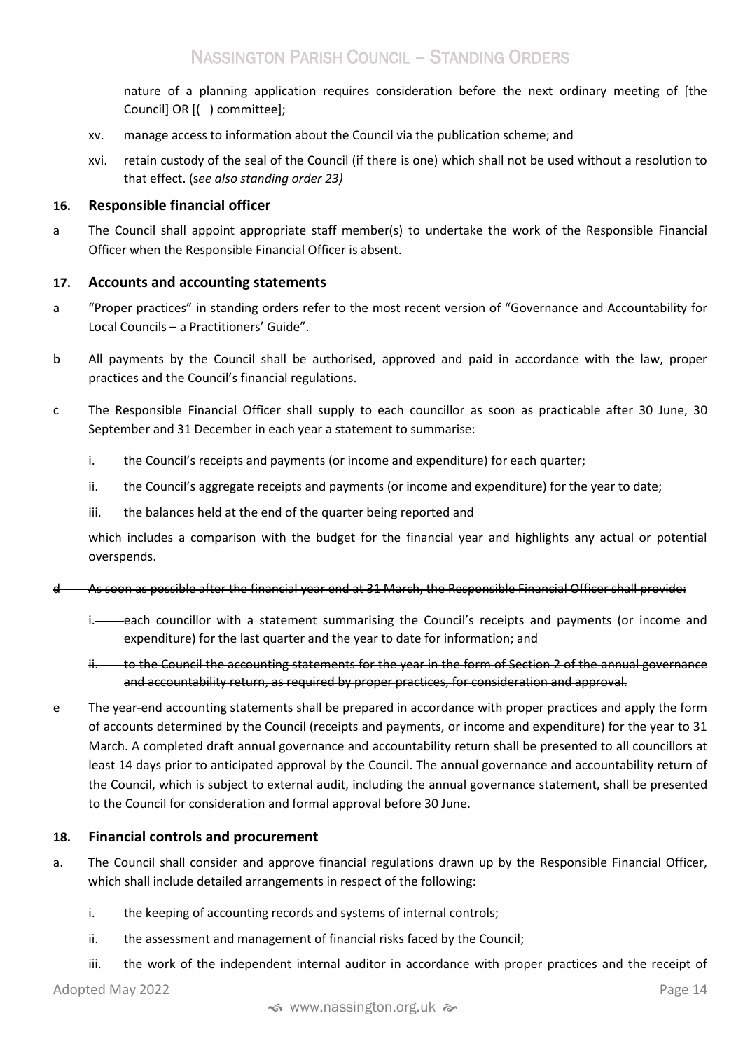nature of a planning application requires consideration before the next ordinary meeting of [the Council] ~~OR [( ) committee]~~;

xv. manage access to information about the Council via the publication scheme; and

xvi. retain custody of the seal of the Council (if there is one) which shall not be used without a resolution to that effect. (*see also standing order 23)*

## 16. Responsible financial officer

a The Council shall appoint appropriate staff member(s) to undertake the work of the Responsible Financial Officer when the Responsible Financial Officer is absent.

## 17. Accounts and accounting statements

a "Proper practices" in standing orders refer to the most recent version of "Governance and Accountability for Local Councils – a Practitioners' Guide".

b All payments by the Council shall be authorised, approved and paid in accordance with the law, proper practices and the Council's financial regulations.

c The Responsible Financial Officer shall supply to each councillor as soon as practicable after 30 June, 30 September and 31 December in each year a statement to summarise:

i. the Council's receipts and payments (or income and expenditure) for each quarter;

ii. the Council's aggregate receipts and payments (or income and expenditure) for the year to date;

iii. the balances held at the end of the quarter being reported and

which includes a comparison with the budget for the financial year and highlights any actual or potential overspends.

~~d As soon as possible after the financial year end at 31 March, the Responsible Financial Officer shall provide:~~

~~i. each councillor with a statement summarising the Council's receipts and payments (or income and expenditure) for the last quarter and the year to date for information; and~~

~~ii. to the Council the accounting statements for the year in the form of Section 2 of the annual governance and accountability return, as required by proper practices, for consideration and approval.~~

e The year-end accounting statements shall be prepared in accordance with proper practices and apply the form of accounts determined by the Council (receipts and payments, or income and expenditure) for the year to 31 March. A completed draft annual governance and accountability return shall be presented to all councillors at least 14 days prior to anticipated approval by the Council. The annual governance and accountability return of the Council, which is subject to external audit, including the annual governance statement, shall be presented to the Council for consideration and formal approval before 30 June.

## 18. Financial controls and procurement

a. The Council shall consider and approve financial regulations drawn up by the Responsible Financial Officer, which shall include detailed arrangements in respect of the following:

i. the keeping of accounting records and systems of internal controls;

ii. the assessment and management of financial risks faced by the Council;

iii. the work of the independent internal auditor in accordance with proper practices and the receipt of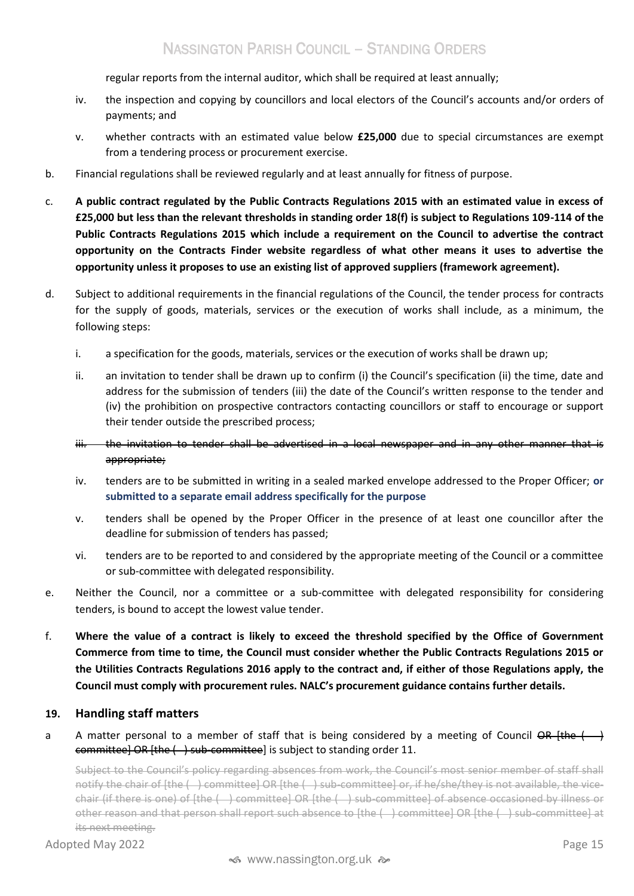regular reports from the internal auditor, which shall be required at least annually;

iv. the inspection and copying by councillors and local electors of the Council's accounts and/or orders of payments; and

v. whether contracts with an estimated value below **£25,000** due to special circumstances are exempt from a tendering process or procurement exercise.

b. Financial regulations shall be reviewed regularly and at least annually for fitness of purpose.

c. **A public contract regulated by the Public Contracts Regulations 2015 with an estimated value in excess of £25,000 but less than the relevant thresholds in standing order 18(f) is subject to Regulations 109-114 of the Public Contracts Regulations 2015 which include a requirement on the Council to advertise the contract opportunity on the Contracts Finder website regardless of what other means it uses to advertise the opportunity unless it proposes to use an existing list of approved suppliers (framework agreement).**

d. Subject to additional requirements in the financial regulations of the Council, the tender process for contracts for the supply of goods, materials, services or the execution of works shall include, as a minimum, the following steps:

i. a specification for the goods, materials, services or the execution of works shall be drawn up;

ii. an invitation to tender shall be drawn up to confirm (i) the Council's specification (ii) the time, date and address for the submission of tenders (iii) the date of the Council's written response to the tender and (iv) the prohibition on prospective contractors contacting councillors or staff to encourage or support their tender outside the prescribed process;

~~iii. the invitation to tender shall be advertised in a local newspaper and in any other manner that is appropriate;~~

iv. tenders are to be submitted in writing in a sealed marked envelope addressed to the Proper Officer; **or submitted to a separate email address specifically for the purpose**

v. tenders shall be opened by the Proper Officer in the presence of at least one councillor after the deadline for submission of tenders has passed;

vi. tenders are to be reported to and considered by the appropriate meeting of the Council or a committee or sub-committee with delegated responsibility.

e. Neither the Council, nor a committee or a sub-committee with delegated responsibility for considering tenders, is bound to accept the lowest value tender.

f. **Where the value of a contract is likely to exceed the threshold specified by the Office of Government Commerce from time to time, the Council must consider whether the Public Contracts Regulations 2015 or the Utilities Contracts Regulations 2016 apply to the contract and, if either of those Regulations apply, the Council must comply with procurement rules. NALC's procurement guidance contains further details.**

### 19. Handling staff matters

a A matter personal to a member of staff that is being considered by a meeting of Council ~~OR [the ( ) committee] OR [the ( ) sub-committee~~] is subject to standing order 11.

~~Subject to the Council's policy regarding absences from work, the Council's most senior member of staff shall notify the chair of [the ( ) committee] OR [the ( ) sub-committee] or, if he/she/they is not available, the vice-chair (if there is one) of [the ( ) committee] OR [the ( ) sub-committee] of absence occasioned by illness or other reason and that person shall report such absence to [the ( ) committee] OR [the ( ) sub-committee] at its next meeting.~~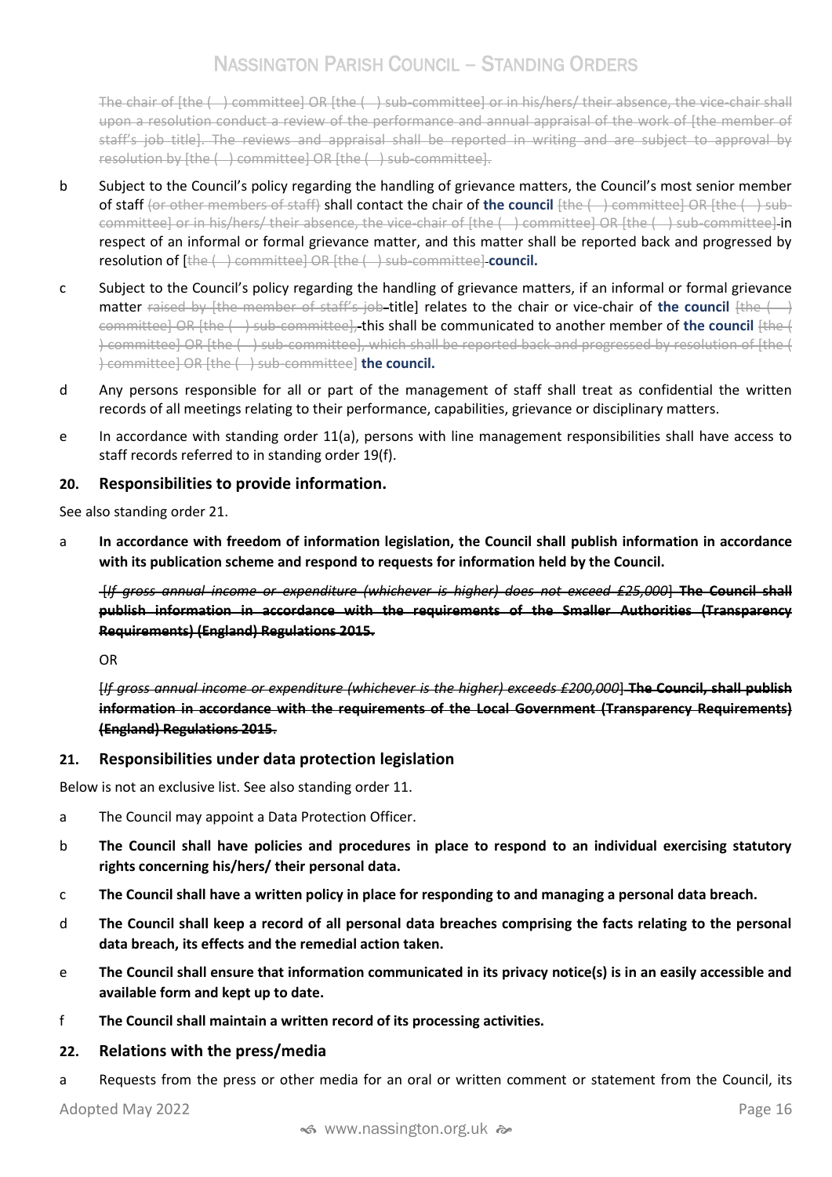~~The chair of [the ( ) committee] OR [the ( ) sub-committee] or in his/hers/ their absence, the vice-chair shall upon a resolution conduct a review of the performance and annual appraisal of the work of [the member of staff's job title]. The reviews and appraisal shall be reported in writing and are subject to approval by resolution by [the ( ) committee] OR [the ( ) sub-committee].~~

b Subject to the Council's policy regarding the handling of grievance matters, the Council's most senior member of staff ~~(or other members of staff)~~ shall contact the chair of **the council** ~~[the ( ) committee] OR [the ( ) sub-committee] or in his/hers/ their absence, the vice-chair of [the ( ) committee] OR [the ( ) sub-committee]~~ in respect of an informal or formal grievance matter, and this matter shall be reported back and progressed by resolution of ~~[the ( ) committee] OR [the ( ) sub-committee]~~ **council.**

c Subject to the Council's policy regarding the handling of grievance matters, if an informal or formal grievance matter ~~raised by [the member of staff's job~~ title] relates to the chair or vice-chair of **the council** ~~[the ( ) committee] OR [the ( ) sub-committee],~~ this shall be communicated to another member of **the council** ~~[the ( ) committee] OR [the ( ) sub-committee], which shall be reported back and progressed by resolution of [the ( ) committee] OR [the ( ) sub-committee]~~ **the council.**

d Any persons responsible for all or part of the management of staff shall treat as confidential the written records of all meetings relating to their performance, capabilities, grievance or disciplinary matters.

e In accordance with standing order 11(a), persons with line management responsibilities shall have access to staff records referred to in standing order 19(f).

### 20. Responsibilities to provide information.

See also standing order 21.

a **In accordance with freedom of information legislation, the Council shall publish information in accordance with its publication scheme and respond to requests for information held by the Council.**

~~[*If gross annual income or expenditure (whichever is higher) does not exceed £25,000*] **The Council shall publish information in accordance with the requirements of the Smaller Authorities (Transparency Requirements) (England) Regulations 2015.**~~

OR

~~[*If gross annual income or expenditure (whichever is the higher) exceeds £200,000*] **The Council, shall publish information in accordance with the requirements of the Local Government (Transparency Requirements) (England) Regulations 2015.**~~

### 21. Responsibilities under data protection legislation

Below is not an exclusive list. See also standing order 11.

a The Council may appoint a Data Protection Officer.

b **The Council shall have policies and procedures in place to respond to an individual exercising statutory rights concerning his/hers/ their personal data.**

c **The Council shall have a written policy in place for responding to and managing a personal data breach.**

d **The Council shall keep a record of all personal data breaches comprising the facts relating to the personal data breach, its effects and the remedial action taken.**

e **The Council shall ensure that information communicated in its privacy notice(s) is in an easily accessible and available form and kept up to date.**

f **The Council shall maintain a written record of its processing activities.**

### 22. Relations with the press/media

a Requests from the press or other media for an oral or written comment or statement from the Council, its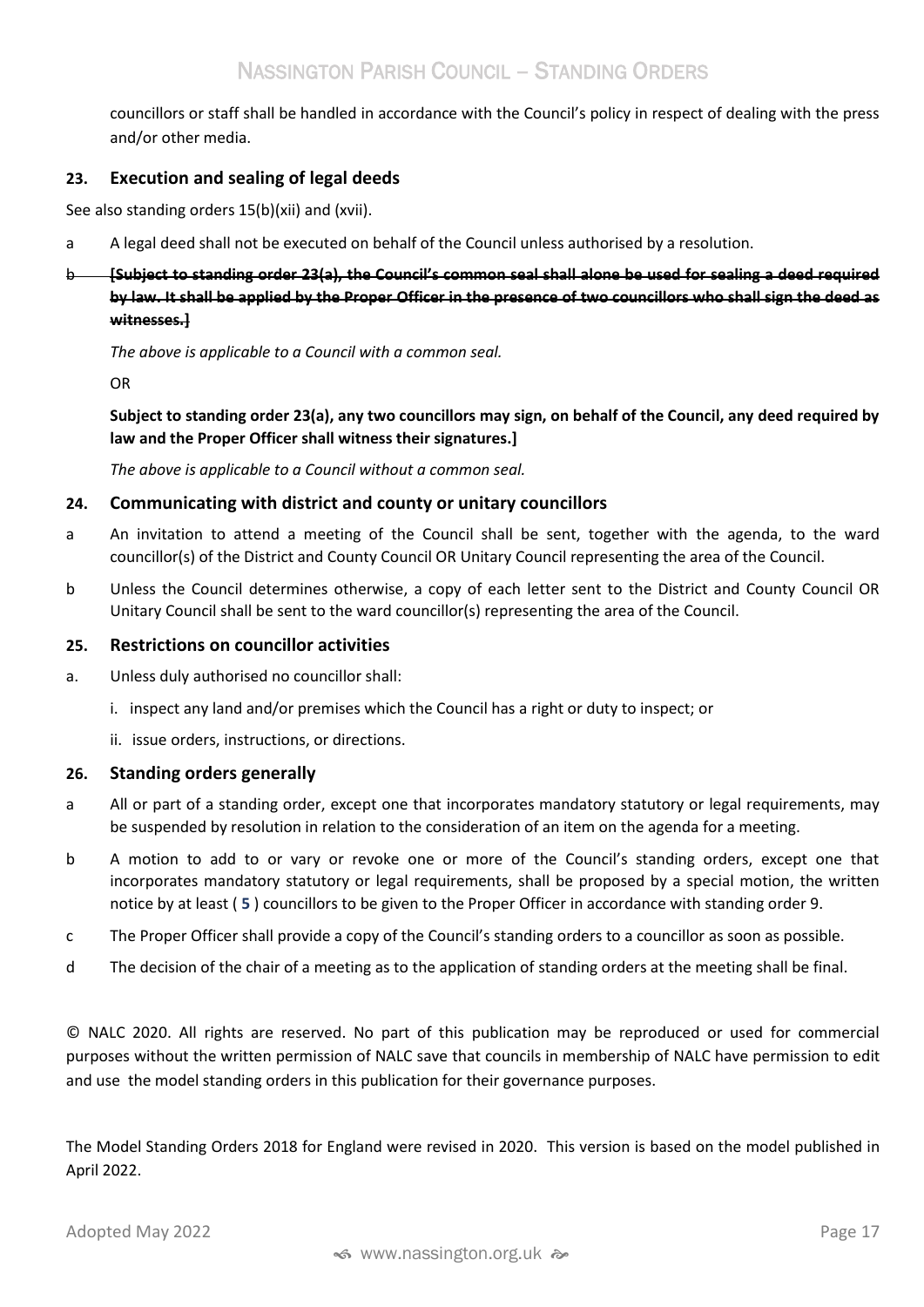councillors or staff shall be handled in accordance with the Council's policy in respect of dealing with the press and/or other media.

### 23. Execution and sealing of legal deeds

See also standing orders 15(b)(xii) and (xvii).

a A legal deed shall not be executed on behalf of the Council unless authorised by a resolution.

b ~~**[Subject to standing order 23(a), the Council's common seal shall alone be used for sealing a deed required by law. It shall be applied by the Proper Officer in the presence of two councillors who shall sign the deed as witnesses.]**~~

*The above is applicable to a Council with a common seal.*

OR

**Subject to standing order 23(a), any two councillors may sign, on behalf of the Council, any deed required by law and the Proper Officer shall witness their signatures.]**

*The above is applicable to a Council without a common seal.*

### 24. Communicating with district and county or unitary councillors

a An invitation to attend a meeting of the Council shall be sent, together with the agenda, to the ward councillor(s) of the District and County Council OR Unitary Council representing the area of the Council.

b Unless the Council determines otherwise, a copy of each letter sent to the District and County Council OR Unitary Council shall be sent to the ward councillor(s) representing the area of the Council.

### 25. Restrictions on councillor activities

a. Unless duly authorised no councillor shall:

i. inspect any land and/or premises which the Council has a right or duty to inspect; or

ii. issue orders, instructions, or directions.

### 26. Standing orders generally

a All or part of a standing order, except one that incorporates mandatory statutory or legal requirements, may be suspended by resolution in relation to the consideration of an item on the agenda for a meeting.

b A motion to add to or vary or revoke one or more of the Council's standing orders, except one that incorporates mandatory statutory or legal requirements, shall be proposed by a special motion, the written notice by at least ( **5** ) councillors to be given to the Proper Officer in accordance with standing order 9.

c The Proper Officer shall provide a copy of the Council's standing orders to a councillor as soon as possible.

d The decision of the chair of a meeting as to the application of standing orders at the meeting shall be final.

© NALC 2020. All rights are reserved. No part of this publication may be reproduced or used for commercial purposes without the written permission of NALC save that councils in membership of NALC have permission to edit and use the model standing orders in this publication for their governance purposes.

The Model Standing Orders 2018 for England were revised in 2020. This version is based on the model published in April 2022.